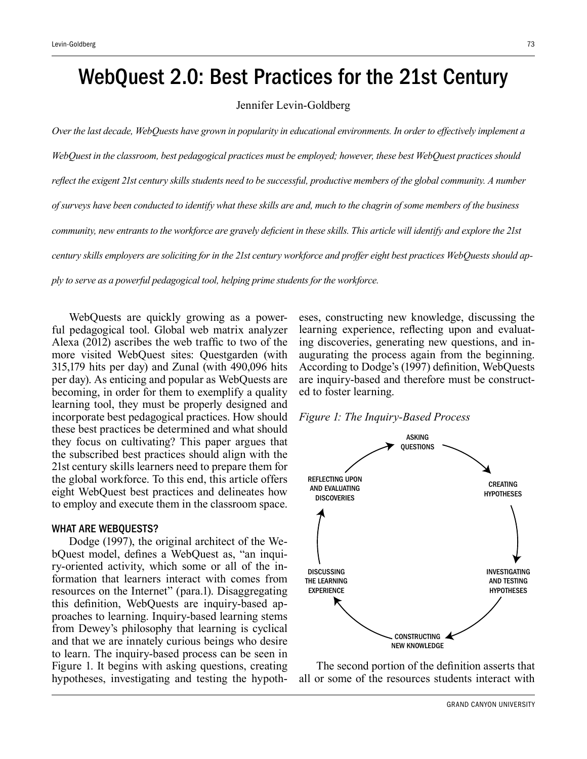# WebQuest 2.0: Best Practices for the 21st Century

Jennifer Levin-Goldberg

*Over the last decade, WebQuests have grown in popularity in educational environments. In order to effectively implement a WebQuest in the classroom, best pedagogical practices must be employed; however, these best WebQuest practices should reflect the exigent 21st century skills students need to be successful, productive members of the global community. A number of surveys have been conducted to identify what these skills are and, much to the chagrin of some members of the business community, new entrants to the workforce are gravely deficient in these skills. This article will identify and explore the 21st century skills employers are soliciting for in the 21st century workforce and proffer eight best practices WebQuests should apply to serve as a powerful pedagogical tool, helping prime students for the workforce.*

WebQuests are quickly growing as a powerful pedagogical tool. Global web matrix analyzer Alexa (2012) ascribes the web traffic to two of the more visited WebQuest sites: Questgarden (with 315,179 hits per day) and Zunal (with 490,096 hits per day). As enticing and popular as WebQuests are becoming, in order for them to exemplify a quality learning tool, they must be properly designed and incorporate best pedagogical practices. How should these best practices be determined and what should they focus on cultivating? This paper argues that the subscribed best practices should align with the 21st century skills learners need to prepare them for the global workforce. To this end, this article offers eight WebQuest best practices and delineates how to employ and execute them in the classroom space.

## WHAT ARE WEBQUESTS?

Dodge (1997), the original architect of the WebQuest model, defines a WebQuest as, "an inquiry-oriented activity, which some or all of the information that learners interact with comes from resources on the Internet" (para.1). Disaggregating this definition, WebQuests are inquiry-based approaches to learning. Inquiry-based learning stems from Dewey's philosophy that learning is cyclical and that we are innately curious beings who desire to learn. The inquiry-based process can be seen in Figure 1. It begins with asking questions, creating hypotheses, investigating and testing the hypotheses, constructing new knowledge, discussing the learning experience, reflecting upon and evaluating discoveries, generating new questions, and inaugurating the process again from the beginning. According to Dodge's (1997) definition, WebQuests are inquiry-based and therefore must be constructed to foster learning.

*Figure 1: The Inquiry-Based Process*

ASKING QUESTIONS
CREATING HYPOTHESES
INVESTIGATING AND TESTING HYPOTHESES
CONSTRUCTING NEW KNOWLEDGE
DISCUSSING THE LEARNING EXPERIENCE
REFLECTING UPON AND EVALUATING DISCOVERIES

The second portion of the definition asserts that all or some of the resources students interact with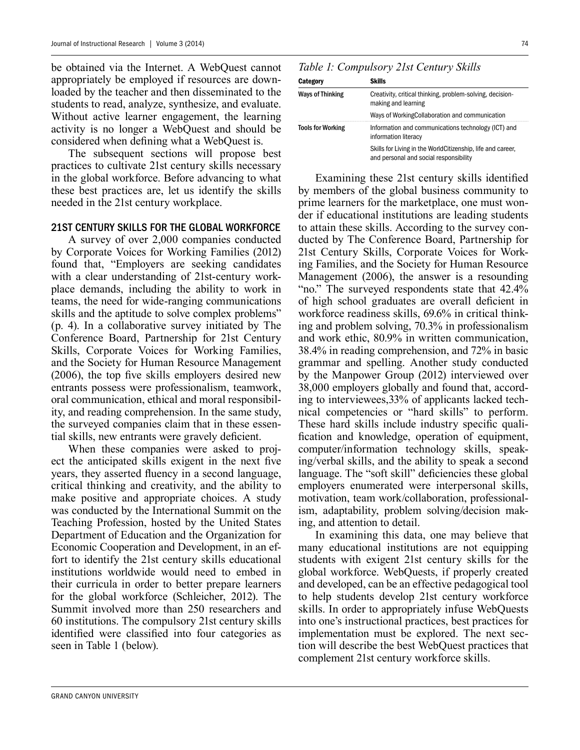be obtained via the Internet. A WebQuest cannot appropriately be employed if resources are downloaded by the teacher and then disseminated to the students to read, analyze, synthesize, and evaluate. Without active learner engagement, the learning activity is no longer a WebQuest and should be considered when defining what a WebQuest is.

The subsequent sections will propose best practices to cultivate 21st century skills necessary in the global workforce. Before advancing to what these best practices are, let us identify the skills needed in the 21st century workplace.

## 21ST CENTURY SKILLS FOR THE GLOBAL WORKFORCE

A survey of over 2,000 companies conducted by Corporate Voices for Working Families (2012) found that, "Employers are seeking candidates with a clear understanding of 21st-century workplace demands, including the ability to work in teams, the need for wide-ranging communications skills and the aptitude to solve complex problems" (p. 4). In a collaborative survey initiated by The Conference Board, Partnership for 21st Century Skills, Corporate Voices for Working Families, and the Society for Human Resource Management (2006), the top five skills employers desired new entrants possess were professionalism, teamwork, oral communication, ethical and moral responsibility, and reading comprehension. In the same study, the surveyed companies claim that in these essential skills, new entrants were gravely deficient.

When these companies were asked to project the anticipated skills exigent in the next five years, they asserted fluency in a second language, critical thinking and creativity, and the ability to make positive and appropriate choices. A study was conducted by the International Summit on the Teaching Profession, hosted by the United States Department of Education and the Organization for Economic Cooperation and Development, in an effort to identify the 21st century skills educational institutions worldwide would need to embed in their curricula in order to better prepare learners for the global workforce (Schleicher, 2012). The Summit involved more than 250 researchers and 60 institutions. The compulsory 21st century skills identified were classified into four categories as seen in Table 1 (below).

*Table 1: Compulsory 21st Century Skills*

| Category | Skills |
|---|---|
| Ways of Thinking | Creativity, critical thinking, problem-solving, decision-making and learning |
| | Ways of WorkingCollaboration and communication |
| Tools for Working | Information and communications technology (ICT) and information literacy |
| | Skills for Living in the WorldCitizenship, life and career, and personal and social responsibility |

Examining these 21st century skills identified by members of the global business community to prime learners for the marketplace, one must wonder if educational institutions are leading students to attain these skills. According to the survey conducted by The Conference Board, Partnership for 21st Century Skills, Corporate Voices for Working Families, and the Society for Human Resource Management (2006), the answer is a resounding "no." The surveyed respondents state that 42.4% of high school graduates are overall deficient in workforce readiness skills, 69.6% in critical thinking and problem solving, 70.3% in professionalism and work ethic, 80.9% in written communication, 38.4% in reading comprehension, and 72% in basic grammar and spelling. Another study conducted by the Manpower Group (2012) interviewed over 38,000 employers globally and found that, according to interviewees,33% of applicants lacked technical competencies or "hard skills" to perform. These hard skills include industry specific qualification and knowledge, operation of equipment, computer/information technology skills, speaking/verbal skills, and the ability to speak a second language. The "soft skill" deficiencies these global employers enumerated were interpersonal skills, motivation, team work/collaboration, professionalism, adaptability, problem solving/decision making, and attention to detail.

In examining this data, one may believe that many educational institutions are not equipping students with exigent 21st century skills for the global workforce. WebQuests, if properly created and developed, can be an effective pedagogical tool to help students develop 21st century workforce skills. In order to appropriately infuse WebQuests into one's instructional practices, best practices for implementation must be explored. The next section will describe the best WebQuest practices that complement 21st century workforce skills.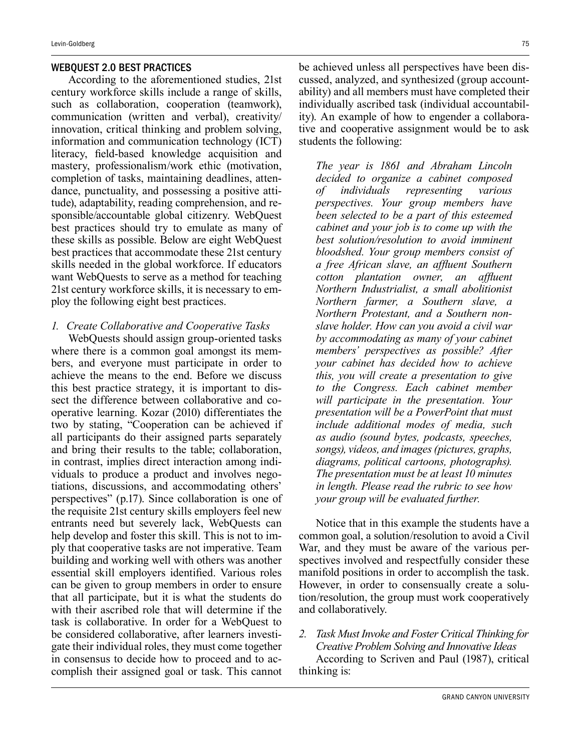## WEBQUEST 2.0 BEST PRACTICES

According to the aforementioned studies, 21st century workforce skills include a range of skills, such as collaboration, cooperation (teamwork), communication (written and verbal), creativity/innovation, critical thinking and problem solving, information and communication technology (ICT) literacy, field-based knowledge acquisition and mastery, professionalism/work ethic (motivation, completion of tasks, maintaining deadlines, attendance, punctuality, and possessing a positive attitude), adaptability, reading comprehension, and responsible/accountable global citizenry. WebQuest best practices should try to emulate as many of these skills as possible. Below are eight WebQuest best practices that accommodate these 21st century skills needed in the global workforce. If educators want WebQuests to serve as a method for teaching 21st century workforce skills, it is necessary to employ the following eight best practices.

### *1. Create Collaborative and Cooperative Tasks*

WebQuests should assign group-oriented tasks where there is a common goal amongst its members, and everyone must participate in order to achieve the means to the end. Before we discuss this best practice strategy, it is important to dissect the difference between collaborative and cooperative learning. Kozar (2010) differentiates the two by stating, "Cooperation can be achieved if all participants do their assigned parts separately and bring their results to the table; collaboration, in contrast, implies direct interaction among individuals to produce a product and involves negotiations, discussions, and accommodating others' perspectives" (p.17). Since collaboration is one of the requisite 21st century skills employers feel new entrants need but severely lack, WebQuests can help develop and foster this skill. This is not to imply that cooperative tasks are not imperative. Team building and working well with others was another essential skill employers identified. Various roles can be given to group members in order to ensure that all participate, but it is what the students do with their ascribed role that will determine if the task is collaborative. In order for a WebQuest to be considered collaborative, after learners investigate their individual roles, they must come together in consensus to decide how to proceed and to accomplish their assigned goal or task. This cannot be achieved unless all perspectives have been discussed, analyzed, and synthesized (group accountability) and all members must have completed their individually ascribed task (individual accountability). An example of how to engender a collaborative and cooperative assignment would be to ask students the following:

> *The year is 1861 and Abraham Lincoln decided to organize a cabinet composed of individuals representing various perspectives. Your group members have been selected to be a part of this esteemed cabinet and your job is to come up with the best solution/resolution to avoid imminent bloodshed. Your group members consist of a free African slave, an affluent Southern cotton plantation owner, an affluent Northern Industrialist, a small abolitionist Northern farmer, a Southern slave, a Northern Protestant, and a Southern non-slave holder. How can you avoid a civil war by accommodating as many of your cabinet members' perspectives as possible? After your cabinet has decided how to achieve this, you will create a presentation to give to the Congress. Each cabinet member will participate in the presentation. Your presentation will be a PowerPoint that must include additional modes of media, such as audio (sound bytes, podcasts, speeches, songs), videos, and images (pictures, graphs, diagrams, political cartoons, photographs). The presentation must be at least 10 minutes in length. Please read the rubric to see how your group will be evaluated further.*

Notice that in this example the students have a common goal, a solution/resolution to avoid a Civil War, and they must be aware of the various perspectives involved and respectfully consider these manifold positions in order to accomplish the task. However, in order to consensually create a solution/resolution, the group must work cooperatively and collaboratively.

### *2. Task Must Invoke and Foster Critical Thinking for Creative Problem Solving and Innovative Ideas*

According to Scriven and Paul (1987), critical thinking is: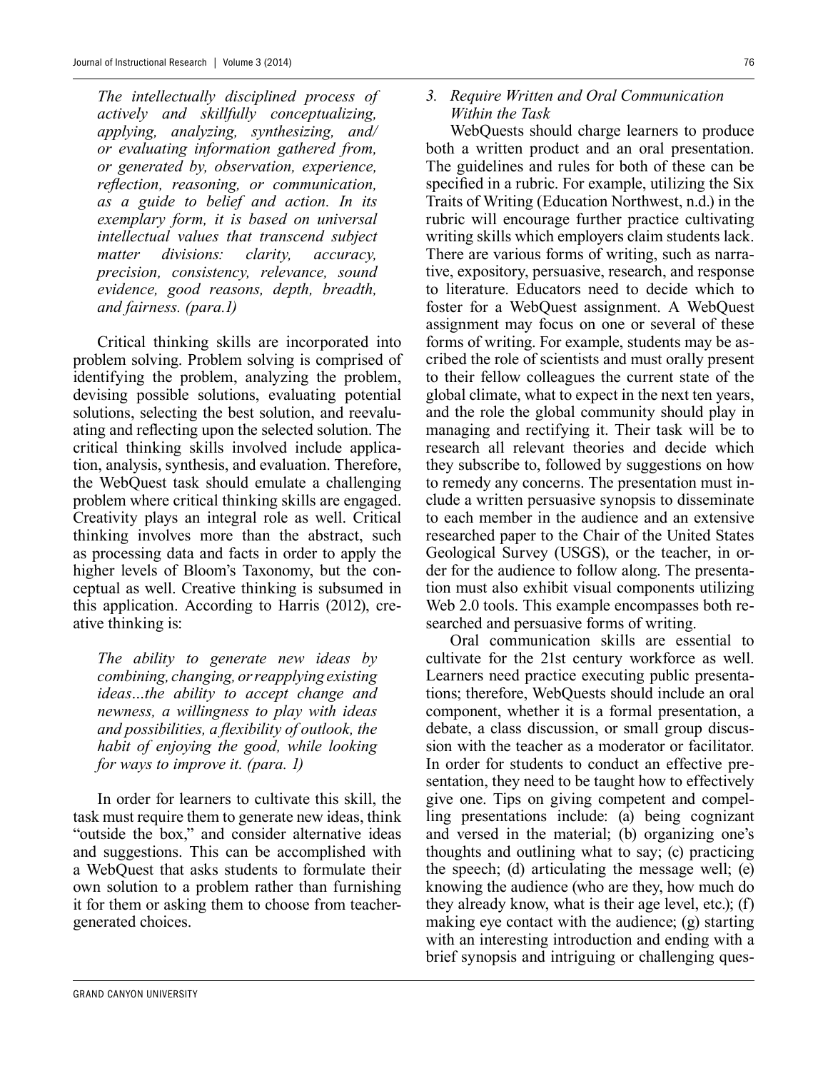*The intellectually disciplined process of actively and skillfully conceptualizing, applying, analyzing, synthesizing, and/or evaluating information gathered from, or generated by, observation, experience, reflection, reasoning, or communication, as a guide to belief and action. In its exemplary form, it is based on universal intellectual values that transcend subject matter divisions: clarity, accuracy, precision, consistency, relevance, sound evidence, good reasons, depth, breadth, and fairness. (para.1)*

Critical thinking skills are incorporated into problem solving. Problem solving is comprised of identifying the problem, analyzing the problem, devising possible solutions, evaluating potential solutions, selecting the best solution, and reevaluating and reflecting upon the selected solution. The critical thinking skills involved include application, analysis, synthesis, and evaluation. Therefore, the WebQuest task should emulate a challenging problem where critical thinking skills are engaged. Creativity plays an integral role as well. Critical thinking involves more than the abstract, such as processing data and facts in order to apply the higher levels of Bloom's Taxonomy, but the conceptual as well. Creative thinking is subsumed in this application. According to Harris (2012), creative thinking is:

*The ability to generate new ideas by combining, changing, or reapplying existing ideas…the ability to accept change and newness, a willingness to play with ideas and possibilities, a flexibility of outlook, the habit of enjoying the good, while looking for ways to improve it. (para. 1)*

In order for learners to cultivate this skill, the task must require them to generate new ideas, think "outside the box," and consider alternative ideas and suggestions. This can be accomplished with a WebQuest that asks students to formulate their own solution to a problem rather than furnishing it for them or asking them to choose from teacher-generated choices.

### *3. Require Written and Oral Communication Within the Task*

WebQuests should charge learners to produce both a written product and an oral presentation. The guidelines and rules for both of these can be specified in a rubric. For example, utilizing the Six Traits of Writing (Education Northwest, n.d.) in the rubric will encourage further practice cultivating writing skills which employers claim students lack. There are various forms of writing, such as narrative, expository, persuasive, research, and response to literature. Educators need to decide which to foster for a WebQuest assignment. A WebQuest assignment may focus on one or several of these forms of writing. For example, students may be ascribed the role of scientists and must orally present to their fellow colleagues the current state of the global climate, what to expect in the next ten years, and the role the global community should play in managing and rectifying it. Their task will be to research all relevant theories and decide which they subscribe to, followed by suggestions on how to remedy any concerns. The presentation must include a written persuasive synopsis to disseminate to each member in the audience and an extensive researched paper to the Chair of the United States Geological Survey (USGS), or the teacher, in order for the audience to follow along. The presentation must also exhibit visual components utilizing Web 2.0 tools. This example encompasses both researched and persuasive forms of writing.

Oral communication skills are essential to cultivate for the 21st century workforce as well. Learners need practice executing public presentations; therefore, WebQuests should include an oral component, whether it is a formal presentation, a debate, a class discussion, or small group discussion with the teacher as a moderator or facilitator. In order for students to conduct an effective presentation, they need to be taught how to effectively give one. Tips on giving competent and compelling presentations include: (a) being cognizant and versed in the material; (b) organizing one's thoughts and outlining what to say; (c) practicing the speech; (d) articulating the message well; (e) knowing the audience (who are they, how much do they already know, what is their age level, etc.); (f) making eye contact with the audience; (g) starting with an interesting introduction and ending with a brief synopsis and intriguing or challenging ques-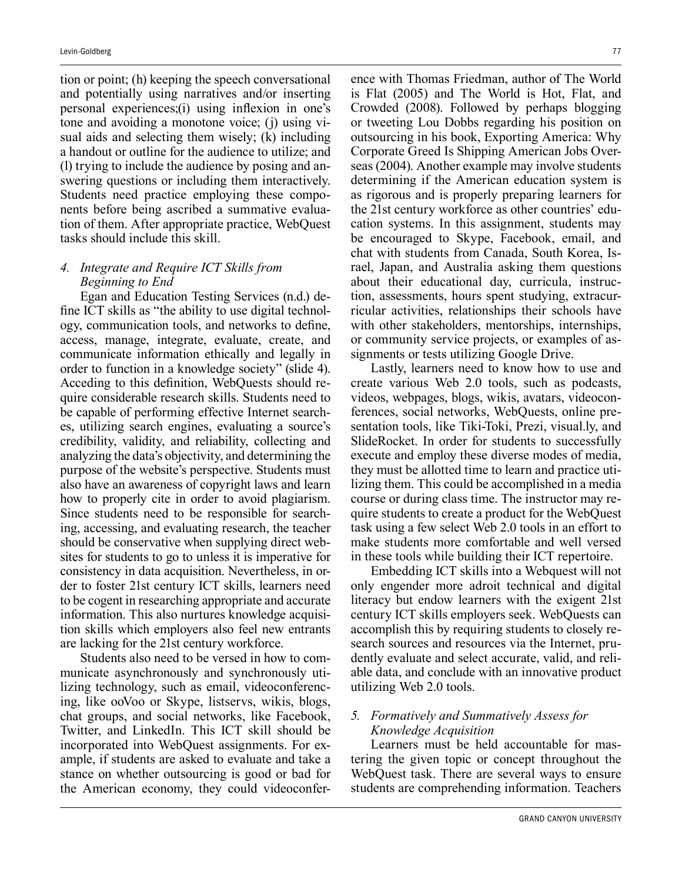tion or point; (h) keeping the speech conversational and potentially using narratives and/or inserting personal experiences;(i) using inflexion in one's tone and avoiding a monotone voice; (j) using visual aids and selecting them wisely; (k) including a handout or outline for the audience to utilize; and (l) trying to include the audience by posing and answering questions or including them interactively. Students need practice employing these components before being ascribed a summative evaluation of them. After appropriate practice, WebQuest tasks should include this skill.

### *4. Integrate and Require ICT Skills from Beginning to End*

Egan and Education Testing Services (n.d.) define ICT skills as "the ability to use digital technology, communication tools, and networks to define, access, manage, integrate, evaluate, create, and communicate information ethically and legally in order to function in a knowledge society" (slide 4). Acceding to this definition, WebQuests should require considerable research skills. Students need to be capable of performing effective Internet searches, utilizing search engines, evaluating a source's credibility, validity, and reliability, collecting and analyzing the data's objectivity, and determining the purpose of the website's perspective. Students must also have an awareness of copyright laws and learn how to properly cite in order to avoid plagiarism. Since students need to be responsible for searching, accessing, and evaluating research, the teacher should be conservative when supplying direct websites for students to go to unless it is imperative for consistency in data acquisition. Nevertheless, in order to foster 21st century ICT skills, learners need to be cogent in researching appropriate and accurate information. This also nurtures knowledge acquisition skills which employers also feel new entrants are lacking for the 21st century workforce.

Students also need to be versed in how to communicate asynchronously and synchronously utilizing technology, such as email, videoconferencing, like ooVoo or Skype, listservs, wikis, blogs, chat groups, and social networks, like Facebook, Twitter, and LinkedIn. This ICT skill should be incorporated into WebQuest assignments. For example, if students are asked to evaluate and take a stance on whether outsourcing is good or bad for the American economy, they could videoconference with Thomas Friedman, author of The World is Flat (2005) and The World is Hot, Flat, and Crowded (2008). Followed by perhaps blogging or tweeting Lou Dobbs regarding his position on outsourcing in his book, Exporting America: Why Corporate Greed Is Shipping American Jobs Overseas (2004). Another example may involve students determining if the American education system is as rigorous and is properly preparing learners for the 21st century workforce as other countries' education systems. In this assignment, students may be encouraged to Skype, Facebook, email, and chat with students from Canada, South Korea, Israel, Japan, and Australia asking them questions about their educational day, curricula, instruction, assessments, hours spent studying, extracurricular activities, relationships their schools have with other stakeholders, mentorships, internships, or community service projects, or examples of assignments or tests utilizing Google Drive.

Lastly, learners need to know how to use and create various Web 2.0 tools, such as podcasts, videos, webpages, blogs, wikis, avatars, videoconferences, social networks, WebQuests, online presentation tools, like Tiki-Toki, Prezi, visual.ly, and SlideRocket. In order for students to successfully execute and employ these diverse modes of media, they must be allotted time to learn and practice utilizing them. This could be accomplished in a media course or during class time. The instructor may require students to create a product for the WebQuest task using a few select Web 2.0 tools in an effort to make students more comfortable and well versed in these tools while building their ICT repertoire.

Embedding ICT skills into a Webquest will not only engender more adroit technical and digital literacy but endow learners with the exigent 21st century ICT skills employers seek. WebQuests can accomplish this by requiring students to closely research sources and resources via the Internet, prudently evaluate and select accurate, valid, and reliable data, and conclude with an innovative product utilizing Web 2.0 tools.

### *5. Formatively and Summatively Assess for Knowledge Acquisition*

Learners must be held accountable for mastering the given topic or concept throughout the WebQuest task. There are several ways to ensure students are comprehending information. Teachers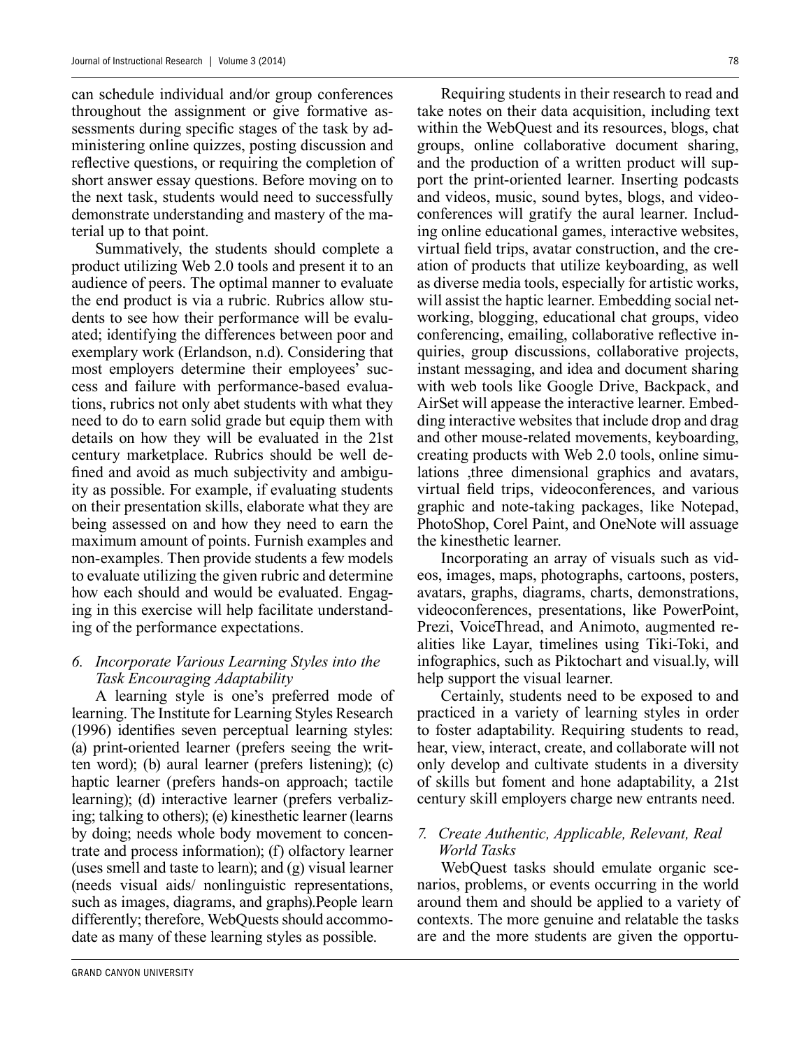can schedule individual and/or group conferences throughout the assignment or give formative assessments during specific stages of the task by administering online quizzes, posting discussion and reflective questions, or requiring the completion of short answer essay questions. Before moving on to the next task, students would need to successfully demonstrate understanding and mastery of the material up to that point.

Summatively, the students should complete a product utilizing Web 2.0 tools and present it to an audience of peers. The optimal manner to evaluate the end product is via a rubric. Rubrics allow students to see how their performance will be evaluated; identifying the differences between poor and exemplary work (Erlandson, n.d). Considering that most employers determine their employees' success and failure with performance-based evaluations, rubrics not only abet students with what they need to do to earn solid grade but equip them with details on how they will be evaluated in the 21st century marketplace. Rubrics should be well defined and avoid as much subjectivity and ambiguity as possible. For example, if evaluating students on their presentation skills, elaborate what they are being assessed on and how they need to earn the maximum amount of points. Furnish examples and non-examples. Then provide students a few models to evaluate utilizing the given rubric and determine how each should and would be evaluated. Engaging in this exercise will help facilitate understanding of the performance expectations.

### *6. Incorporate Various Learning Styles into the Task Encouraging Adaptability*

A learning style is one's preferred mode of learning. The Institute for Learning Styles Research (1996) identifies seven perceptual learning styles: (a) print-oriented learner (prefers seeing the written word); (b) aural learner (prefers listening); (c) haptic learner (prefers hands-on approach; tactile learning); (d) interactive learner (prefers verbalizing; talking to others); (e) kinesthetic learner (learns by doing; needs whole body movement to concentrate and process information); (f) olfactory learner (uses smell and taste to learn); and (g) visual learner (needs visual aids/ nonlinguistic representations, such as images, diagrams, and graphs).People learn differently; therefore, WebQuests should accommodate as many of these learning styles as possible.

Requiring students in their research to read and take notes on their data acquisition, including text within the WebQuest and its resources, blogs, chat groups, online collaborative document sharing, and the production of a written product will support the print-oriented learner. Inserting podcasts and videos, music, sound bytes, blogs, and videoconferences will gratify the aural learner. Including online educational games, interactive websites, virtual field trips, avatar construction, and the creation of products that utilize keyboarding, as well as diverse media tools, especially for artistic works, will assist the haptic learner. Embedding social networking, blogging, educational chat groups, video conferencing, emailing, collaborative reflective inquiries, group discussions, collaborative projects, instant messaging, and idea and document sharing with web tools like Google Drive, Backpack, and AirSet will appease the interactive learner. Embedding interactive websites that include drop and drag and other mouse-related movements, keyboarding, creating products with Web 2.0 tools, online simulations ,three dimensional graphics and avatars, virtual field trips, videoconferences, and various graphic and note-taking packages, like Notepad, PhotoShop, Corel Paint, and OneNote will assuage the kinesthetic learner.

Incorporating an array of visuals such as videos, images, maps, photographs, cartoons, posters, avatars, graphs, diagrams, charts, demonstrations, videoconferences, presentations, like PowerPoint, Prezi, VoiceThread, and Animoto, augmented realities like Layar, timelines using Tiki-Toki, and infographics, such as Piktochart and visual.ly, will help support the visual learner.

Certainly, students need to be exposed to and practiced in a variety of learning styles in order to foster adaptability. Requiring students to read, hear, view, interact, create, and collaborate will not only develop and cultivate students in a diversity of skills but foment and hone adaptability, a 21st century skill employers charge new entrants need.

### *7. Create Authentic, Applicable, Relevant, Real World Tasks*

WebQuest tasks should emulate organic scenarios, problems, or events occurring in the world around them and should be applied to a variety of contexts. The more genuine and relatable the tasks are and the more students are given the opportu-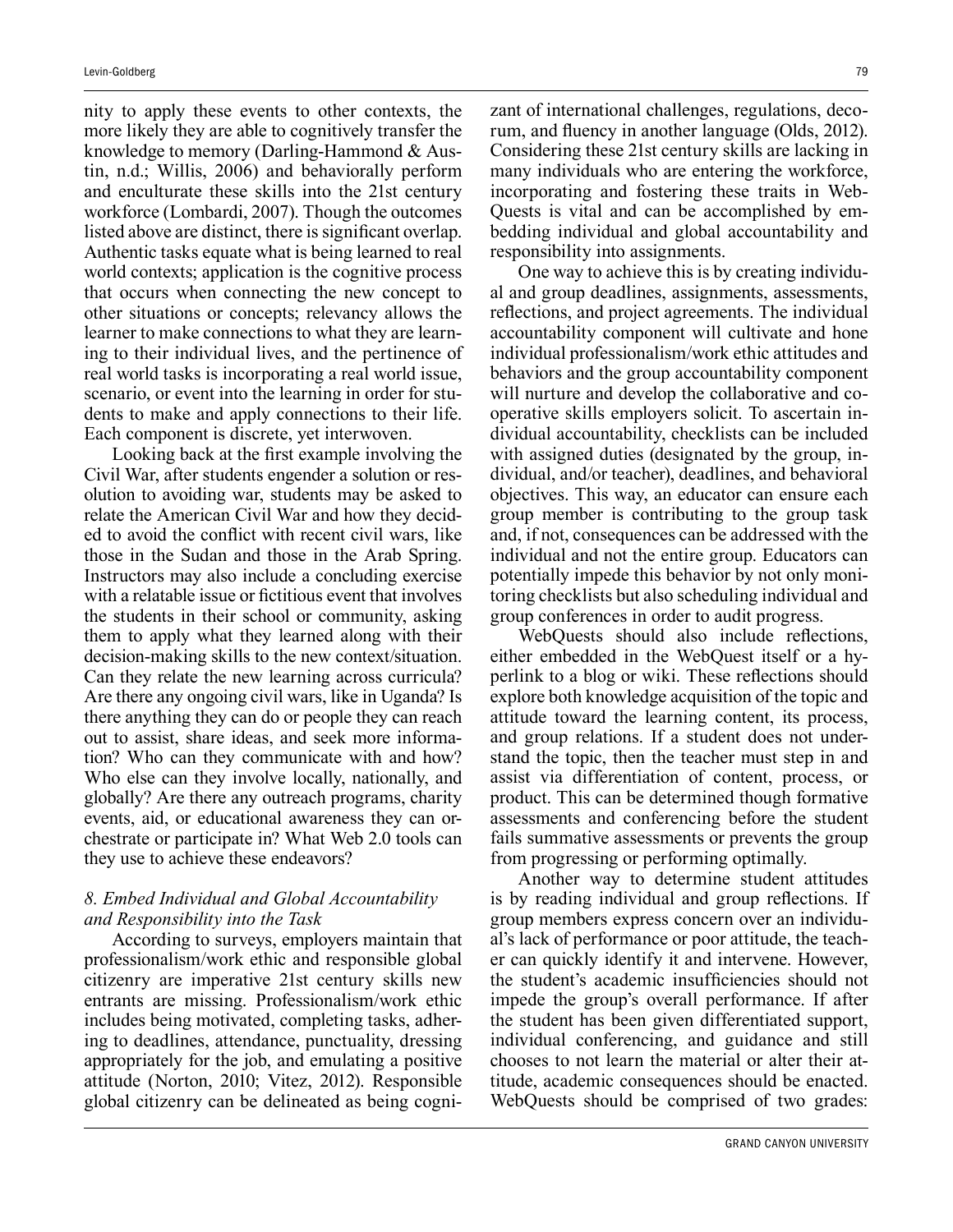nity to apply these events to other contexts, the more likely they are able to cognitively transfer the knowledge to memory (Darling-Hammond & Austin, n.d.; Willis, 2006) and behaviorally perform and enculturate these skills into the 21st century workforce (Lombardi, 2007). Though the outcomes listed above are distinct, there is significant overlap. Authentic tasks equate what is being learned to real world contexts; application is the cognitive process that occurs when connecting the new concept to other situations or concepts; relevancy allows the learner to make connections to what they are learning to their individual lives, and the pertinence of real world tasks is incorporating a real world issue, scenario, or event into the learning in order for students to make and apply connections to their life. Each component is discrete, yet interwoven.

Looking back at the first example involving the Civil War, after students engender a solution or resolution to avoiding war, students may be asked to relate the American Civil War and how they decided to avoid the conflict with recent civil wars, like those in the Sudan and those in the Arab Spring. Instructors may also include a concluding exercise with a relatable issue or fictitious event that involves the students in their school or community, asking them to apply what they learned along with their decision-making skills to the new context/situation. Can they relate the new learning across curricula? Are there any ongoing civil wars, like in Uganda? Is there anything they can do or people they can reach out to assist, share ideas, and seek more information? Who can they communicate with and how? Who else can they involve locally, nationally, and globally? Are there any outreach programs, charity events, aid, or educational awareness they can orchestrate or participate in? What Web 2.0 tools can they use to achieve these endeavors?

### *8. Embed Individual and Global Accountability and Responsibility into the Task*

According to surveys, employers maintain that professionalism/work ethic and responsible global citizenry are imperative 21st century skills new entrants are missing. Professionalism/work ethic includes being motivated, completing tasks, adhering to deadlines, attendance, punctuality, dressing appropriately for the job, and emulating a positive attitude (Norton, 2010; Vitez, 2012). Responsible global citizenry can be delineated as being cognizant of international challenges, regulations, decorum, and fluency in another language (Olds, 2012). Considering these 21st century skills are lacking in many individuals who are entering the workforce, incorporating and fostering these traits in WebQuests is vital and can be accomplished by embedding individual and global accountability and responsibility into assignments.

One way to achieve this is by creating individual and group deadlines, assignments, assessments, reflections, and project agreements. The individual accountability component will cultivate and hone individual professionalism/work ethic attitudes and behaviors and the group accountability component will nurture and develop the collaborative and cooperative skills employers solicit. To ascertain individual accountability, checklists can be included with assigned duties (designated by the group, individual, and/or teacher), deadlines, and behavioral objectives. This way, an educator can ensure each group member is contributing to the group task and, if not, consequences can be addressed with the individual and not the entire group. Educators can potentially impede this behavior by not only monitoring checklists but also scheduling individual and group conferences in order to audit progress.

WebQuests should also include reflections, either embedded in the WebQuest itself or a hyperlink to a blog or wiki. These reflections should explore both knowledge acquisition of the topic and attitude toward the learning content, its process, and group relations. If a student does not understand the topic, then the teacher must step in and assist via differentiation of content, process, or product. This can be determined though formative assessments and conferencing before the student fails summative assessments or prevents the group from progressing or performing optimally.

Another way to determine student attitudes is by reading individual and group reflections. If group members express concern over an individual's lack of performance or poor attitude, the teacher can quickly identify it and intervene. However, the student's academic insufficiencies should not impede the group's overall performance. If after the student has been given differentiated support, individual conferencing, and guidance and still chooses to not learn the material or alter their attitude, academic consequences should be enacted. WebQuests should be comprised of two grades: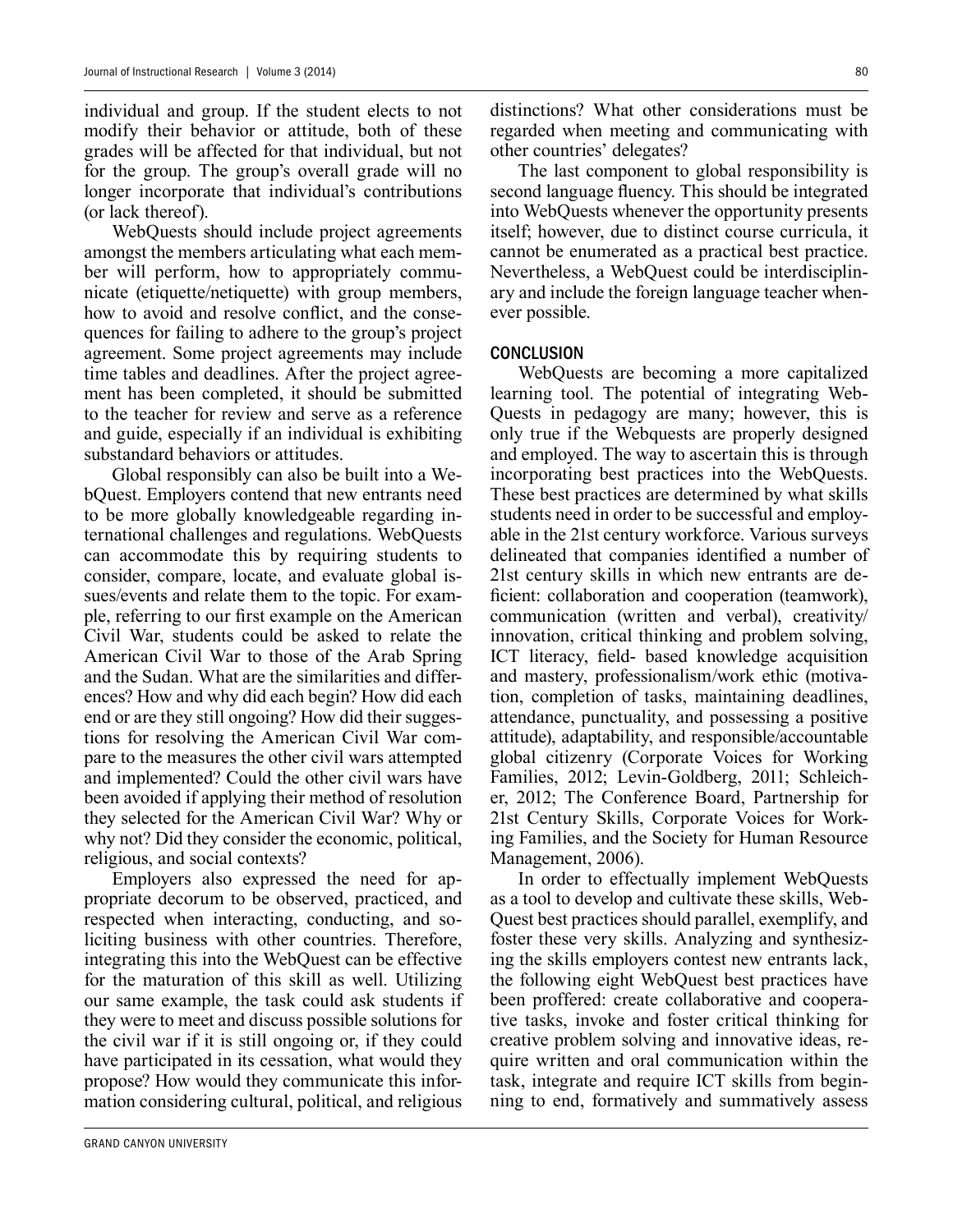individual and group. If the student elects to not modify their behavior or attitude, both of these grades will be affected for that individual, but not for the group. The group's overall grade will no longer incorporate that individual's contributions (or lack thereof).

WebQuests should include project agreements amongst the members articulating what each member will perform, how to appropriately communicate (etiquette/netiquette) with group members, how to avoid and resolve conflict, and the consequences for failing to adhere to the group's project agreement. Some project agreements may include time tables and deadlines. After the project agreement has been completed, it should be submitted to the teacher for review and serve as a reference and guide, especially if an individual is exhibiting substandard behaviors or attitudes.

Global responsibly can also be built into a WebQuest. Employers contend that new entrants need to be more globally knowledgeable regarding international challenges and regulations. WebQuests can accommodate this by requiring students to consider, compare, locate, and evaluate global issues/events and relate them to the topic. For example, referring to our first example on the American Civil War, students could be asked to relate the American Civil War to those of the Arab Spring and the Sudan. What are the similarities and differences? How and why did each begin? How did each end or are they still ongoing? How did their suggestions for resolving the American Civil War compare to the measures the other civil wars attempted and implemented? Could the other civil wars have been avoided if applying their method of resolution they selected for the American Civil War? Why or why not? Did they consider the economic, political, religious, and social contexts?

Employers also expressed the need for appropriate decorum to be observed, practiced, and respected when interacting, conducting, and soliciting business with other countries. Therefore, integrating this into the WebQuest can be effective for the maturation of this skill as well. Utilizing our same example, the task could ask students if they were to meet and discuss possible solutions for the civil war if it is still ongoing or, if they could have participated in its cessation, what would they propose? How would they communicate this information considering cultural, political, and religious distinctions? What other considerations must be regarded when meeting and communicating with other countries' delegates?

The last component to global responsibility is second language fluency. This should be integrated into WebQuests whenever the opportunity presents itself; however, due to distinct course curricula, it cannot be enumerated as a practical best practice. Nevertheless, a WebQuest could be interdisciplinary and include the foreign language teacher whenever possible.

## CONCLUSION

WebQuests are becoming a more capitalized learning tool. The potential of integrating WebQuests in pedagogy are many; however, this is only true if the Webquests are properly designed and employed. The way to ascertain this is through incorporating best practices into the WebQuests. These best practices are determined by what skills students need in order to be successful and employable in the 21st century workforce. Various surveys delineated that companies identified a number of 21st century skills in which new entrants are deficient: collaboration and cooperation (teamwork), communication (written and verbal), creativity/innovation, critical thinking and problem solving, ICT literacy, field- based knowledge acquisition and mastery, professionalism/work ethic (motivation, completion of tasks, maintaining deadlines, attendance, punctuality, and possessing a positive attitude), adaptability, and responsible/accountable global citizenry (Corporate Voices for Working Families, 2012; Levin-Goldberg, 2011; Schleicher, 2012; The Conference Board, Partnership for 21st Century Skills, Corporate Voices for Working Families, and the Society for Human Resource Management, 2006).

In order to effectually implement WebQuests as a tool to develop and cultivate these skills, WebQuest best practices should parallel, exemplify, and foster these very skills. Analyzing and synthesizing the skills employers contest new entrants lack, the following eight WebQuest best practices have been proffered: create collaborative and cooperative tasks, invoke and foster critical thinking for creative problem solving and innovative ideas, require written and oral communication within the task, integrate and require ICT skills from beginning to end, formatively and summatively assess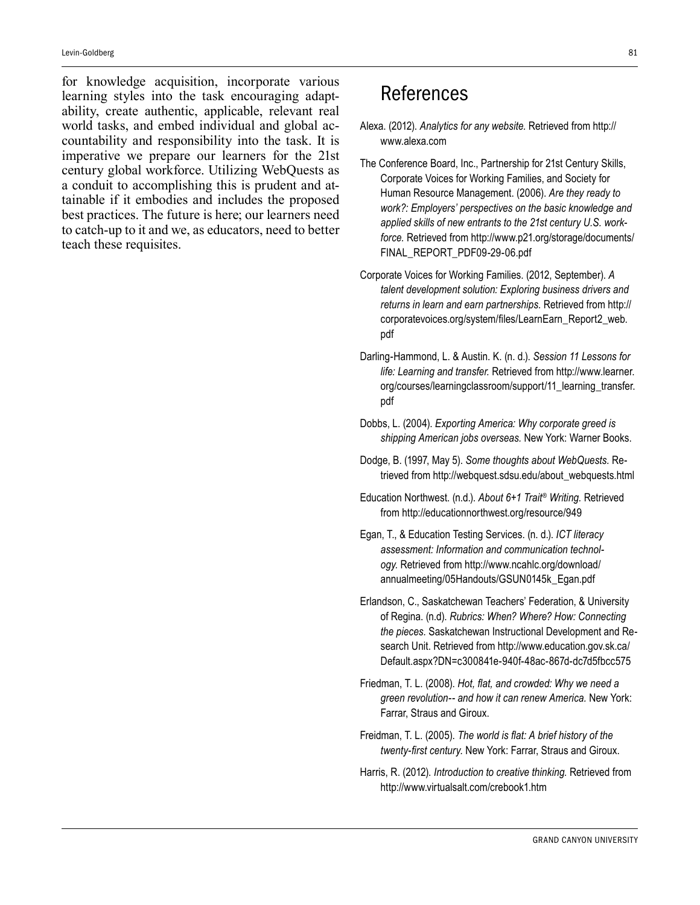for knowledge acquisition, incorporate various learning styles into the task encouraging adaptability, create authentic, applicable, relevant real world tasks, and embed individual and global accountability and responsibility into the task. It is imperative we prepare our learners for the 21st century global workforce. Utilizing WebQuests as a conduit to accomplishing this is prudent and attainable if it embodies and includes the proposed best practices. The future is here; our learners need to catch-up to it and we, as educators, need to better teach these requisites.

# References

Alexa. (2012). *Analytics for any website.* Retrieved from http://www.alexa.com

The Conference Board, Inc., Partnership for 21st Century Skills, Corporate Voices for Working Families, and Society for Human Resource Management. (2006). *Are they ready to work?: Employers' perspectives on the basic knowledge and applied skills of new entrants to the 21st century U.S. workforce.* Retrieved from http://www.p21.org/storage/documents/FINAL_REPORT_PDF09-29-06.pdf

Corporate Voices for Working Families. (2012, September). *A talent development solution: Exploring business drivers and returns in learn and earn partnerships.* Retrieved from http://corporatevoices.org/system/files/LearnEarn_Report2_web.pdf

Darling-Hammond, L. & Austin. K. (n. d.). *Session 11 Lessons for life: Learning and transfer.* Retrieved from http://www.learner.org/courses/learningclassroom/support/11_learning_transfer.pdf

Dobbs, L. (2004). *Exporting America: Why corporate greed is shipping American jobs overseas.* New York: Warner Books.

Dodge, B. (1997, May 5). *Some thoughts about WebQuests.* Retrieved from http://webquest.sdsu.edu/about_webquests.html

Education Northwest. (n.d.). *About 6+1 Trait® Writing.* Retrieved from http://educationnorthwest.org/resource/949

Egan, T., & Education Testing Services. (n. d.). *ICT literacy assessment: Information and communication technology.* Retrieved from http://www.ncahlc.org/download/annualmeeting/05Handouts/GSUN0145k_Egan.pdf

Erlandson, C., Saskatchewan Teachers' Federation, & University of Regina. (n.d). *Rubrics: When? Where? How: Connecting the pieces.* Saskatchewan Instructional Development and Research Unit. Retrieved from http://www.education.gov.sk.ca/Default.aspx?DN=c300841e-940f-48ac-867d-dc7d5fbcc575

Friedman, T. L. (2008). *Hot, flat, and crowded: Why we need a green revolution-- and how it can renew America.* New York: Farrar, Straus and Giroux.

Freidman, T. L. (2005). *The world is flat: A brief history of the twenty-first century.* New York: Farrar, Straus and Giroux.

Harris, R. (2012). *Introduction to creative thinking.* Retrieved from http://www.virtualsalt.com/crebook1.htm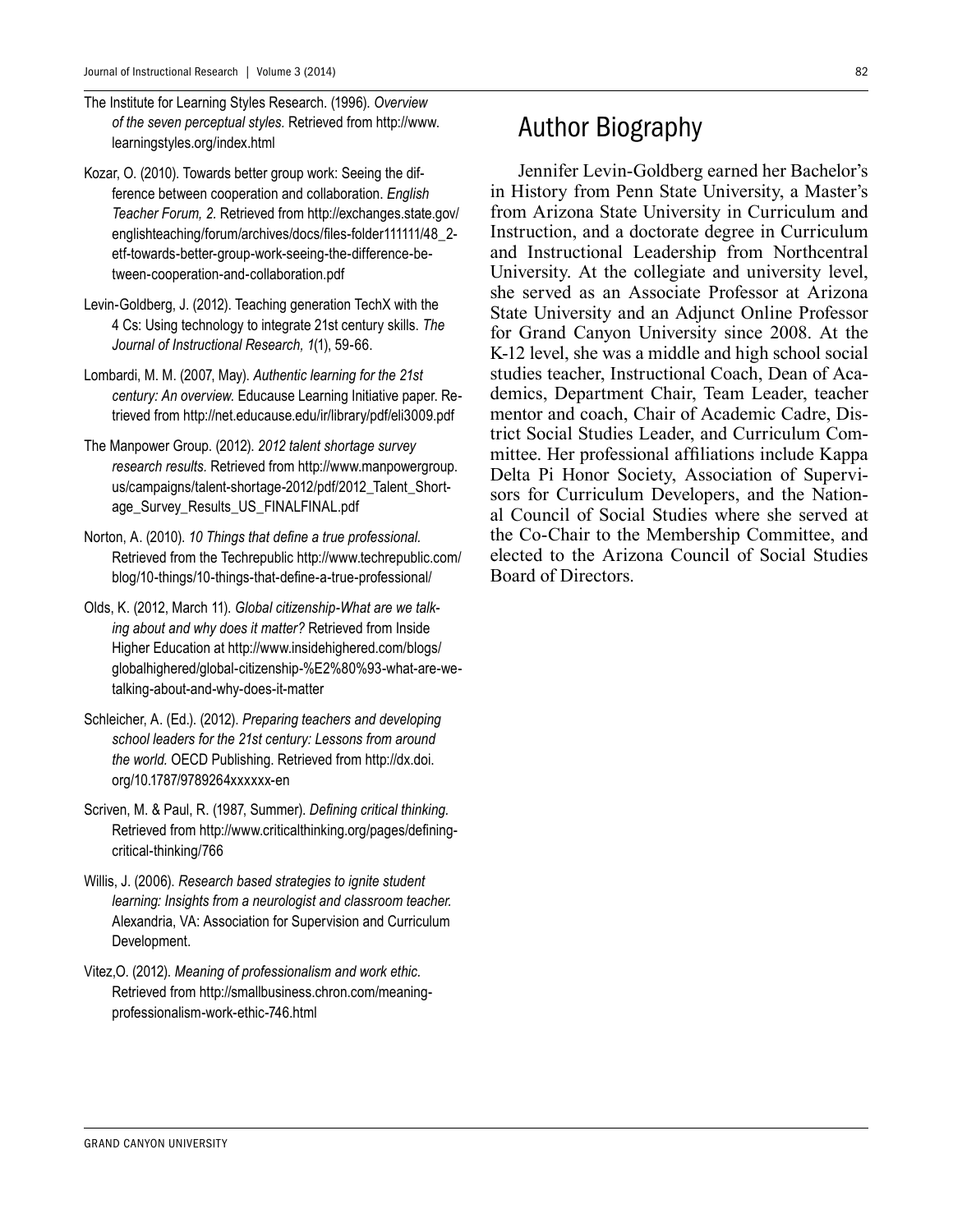The Institute for Learning Styles Research. (1996). *Overview of the seven perceptual styles.* Retrieved from http://www.learningstyles.org/index.html

Kozar, O. (2010). Towards better group work: Seeing the difference between cooperation and collaboration. *English Teacher Forum, 2.* Retrieved from http://exchanges.state.gov/englishteaching/forum/archives/docs/files-folder111111/48_2-etf-towards-better-group-work-seeing-the-difference-between-cooperation-and-collaboration.pdf

Levin-Goldberg, J. (2012). Teaching generation TechX with the 4 Cs: Using technology to integrate 21st century skills. *The Journal of Instructional Research, 1*(1), 59-66.

Lombardi, M. M. (2007, May). *Authentic learning for the 21st century: An overview.* Educause Learning Initiative paper. Retrieved from http://net.educause.edu/ir/library/pdf/eli3009.pdf

The Manpower Group. (2012). *2012 talent shortage survey research results.* Retrieved from http://www.manpowergroup.us/campaigns/talent-shortage-2012/pdf/2012_Talent_Shortage_Survey_Results_US_FINALFINAL.pdf

Norton, A. (2010). *10 Things that define a true professional.* Retrieved from the Techrepublic http://www.techrepublic.com/blog/10-things/10-things-that-define-a-true-professional/

Olds, K. (2012, March 11). *Global citizenship-What are we talking about and why does it matter?* Retrieved from Inside Higher Education at http://www.insidehighered.com/blogs/globalhighered/global-citizenship-%E2%80%93-what-are-we-talking-about-and-why-does-it-matter

Schleicher, A. (Ed.). (2012). *Preparing teachers and developing school leaders for the 21st century: Lessons from around the world.* OECD Publishing. Retrieved from http://dx.doi.org/10.1787/9789264xxxxxx-en

Scriven, M. & Paul, R. (1987, Summer). *Defining critical thinking.* Retrieved from http://www.criticalthinking.org/pages/defining-critical-thinking/766

Willis, J. (2006). *Research based strategies to ignite student learning: Insights from a neurologist and classroom teacher.* Alexandria, VA: Association for Supervision and Curriculum Development.

Vitez,O. (2012). *Meaning of professionalism and work ethic.* Retrieved from http://smallbusiness.chron.com/meaning-professionalism-work-ethic-746.html

# Author Biography

Jennifer Levin-Goldberg earned her Bachelor's in History from Penn State University, a Master's from Arizona State University in Curriculum and Instruction, and a doctorate degree in Curriculum and Instructional Leadership from Northcentral University. At the collegiate and university level, she served as an Associate Professor at Arizona State University and an Adjunct Online Professor for Grand Canyon University since 2008. At the K-12 level, she was a middle and high school social studies teacher, Instructional Coach, Dean of Academics, Department Chair, Team Leader, teacher mentor and coach, Chair of Academic Cadre, District Social Studies Leader, and Curriculum Committee. Her professional affiliations include Kappa Delta Pi Honor Society, Association of Supervisors for Curriculum Developers, and the National Council of Social Studies where she served at the Co-Chair to the Membership Committee, and elected to the Arizona Council of Social Studies Board of Directors.